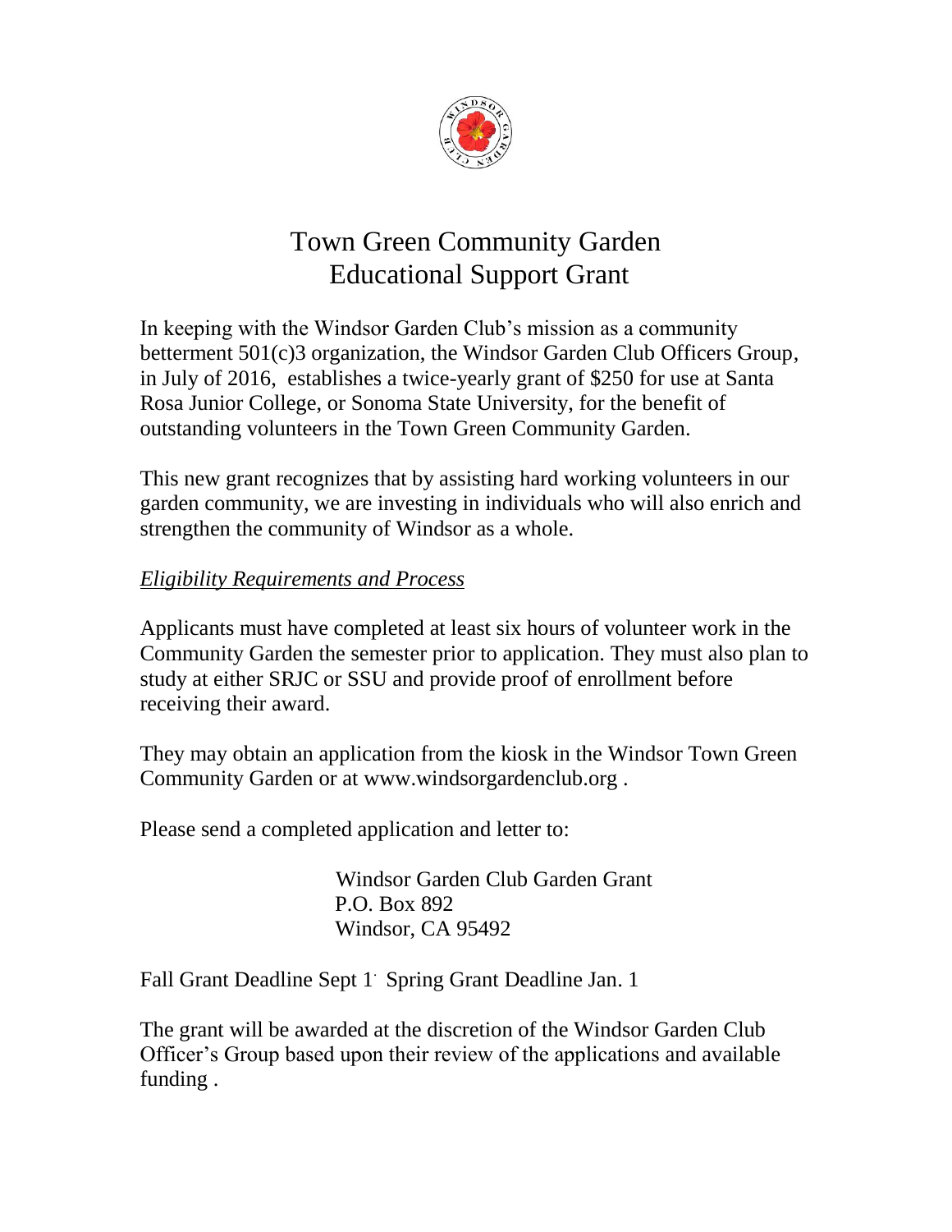# Town Green Community Garden
# Educational Support Grant

In keeping with the Windsor Garden Club's mission as a community betterment 501(c)3 organization, the Windsor Garden Club Officers Group, in July of 2016, establishes a twice-yearly grant of $250 for use at Santa Rosa Junior College, or Sonoma State University, for the benefit of outstanding volunteers in the Town Green Community Garden.

This new grant recognizes that by assisting hard working volunteers in our garden community, we are investing in individuals who will also enrich and strengthen the community of Windsor as a whole.

*Eligibility Requirements and Process*

Applicants must have completed at least six hours of volunteer work in the Community Garden the semester prior to application. They must also plan to study at either SRJC or SSU and provide proof of enrollment before receiving their award.

They may obtain an application from the kiosk in the Windsor Town Green Community Garden or at www.windsorgardenclub.org .

Please send a completed application and letter to:

Windsor Garden Club Garden Grant
P.O. Box 892
Windsor, CA 95492

Fall Grant Deadline Sept 1. Spring Grant Deadline Jan. 1

The grant will be awarded at the discretion of the Windsor Garden Club Officer's Group based upon their review of the applications and available funding .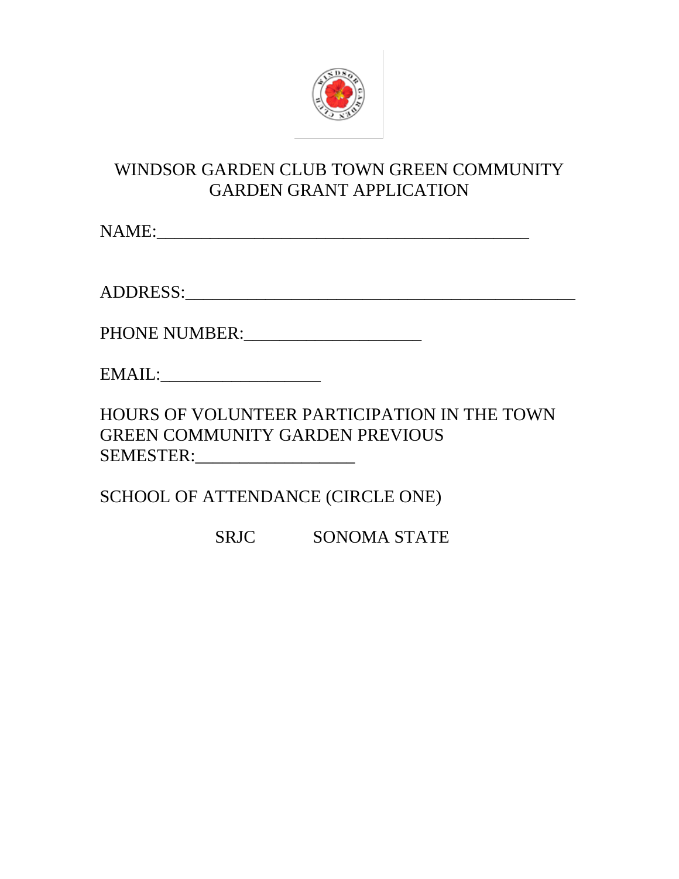# WINDSOR GARDEN CLUB TOWN GREEN COMMUNITY GARDEN GRANT APPLICATION

NAME:_____________________________________________

ADDRESS:_______________________________________________

PHONE NUMBER:_____________________

EMAIL:___________________

HOURS OF VOLUNTEER PARTICIPATION IN THE TOWN GREEN COMMUNITY GARDEN PREVIOUS SEMESTER:___________________

SCHOOL OF ATTENDANCE (CIRCLE ONE)

SRJC SONOMA STATE